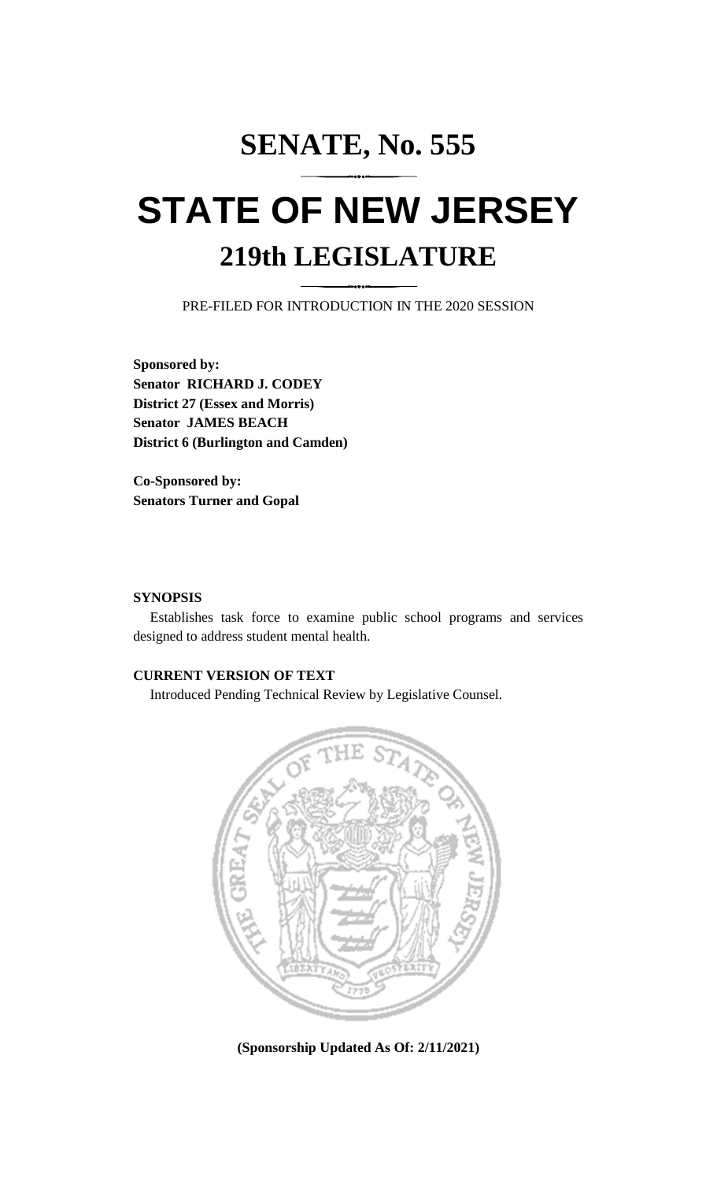# SENATE, No. 555

# STATE OF NEW JERSEY

## 219th LEGISLATURE

PRE-FILED FOR INTRODUCTION IN THE 2020 SESSION

**Sponsored by:**
**Senator RICHARD J. CODEY**
**District 27 (Essex and Morris)**
**Senator JAMES BEACH**
**District 6 (Burlington and Camden)**

**Co-Sponsored by:**
**Senators Turner and Gopal**

**SYNOPSIS**

Establishes task force to examine public school programs and services designed to address student mental health.

**CURRENT VERSION OF TEXT**

Introduced Pending Technical Review by Legislative Counsel.

**(Sponsorship Updated As Of: 2/11/2021)**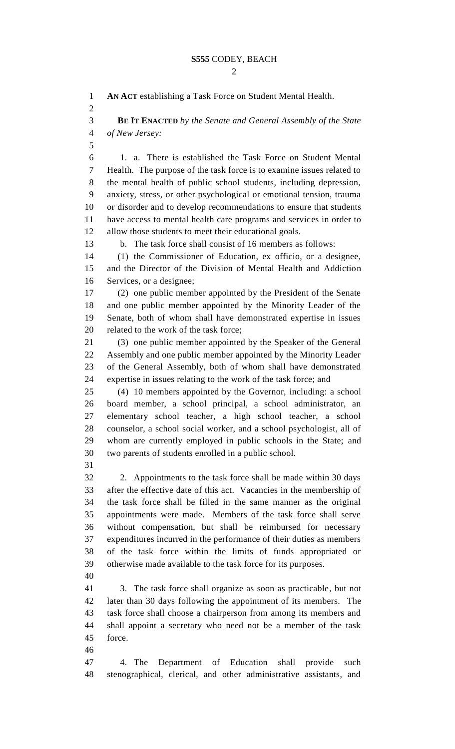**AN ACT** establishing a Task Force on Student Mental Health.

**BE IT ENACTED** *by the Senate and General Assembly of the State of New Jersey:*

1. a. There is established the Task Force on Student Mental Health. The purpose of the task force is to examine issues related to the mental health of public school students, including depression, anxiety, stress, or other psychological or emotional tension, trauma or disorder and to develop recommendations to ensure that students have access to mental health care programs and services in order to allow those students to meet their educational goals.

b. The task force shall consist of 16 members as follows:

(1) the Commissioner of Education, ex officio, or a designee, and the Director of the Division of Mental Health and Addiction Services, or a designee;

(2) one public member appointed by the President of the Senate and one public member appointed by the Minority Leader of the Senate, both of whom shall have demonstrated expertise in issues related to the work of the task force;

(3) one public member appointed by the Speaker of the General Assembly and one public member appointed by the Minority Leader of the General Assembly, both of whom shall have demonstrated expertise in issues relating to the work of the task force; and

(4) 10 members appointed by the Governor, including: a school board member, a school principal, a school administrator, an elementary school teacher, a high school teacher, a school counselor, a school social worker, and a school psychologist, all of whom are currently employed in public schools in the State; and two parents of students enrolled in a public school.

2. Appointments to the task force shall be made within 30 days after the effective date of this act. Vacancies in the membership of the task force shall be filled in the same manner as the original appointments were made. Members of the task force shall serve without compensation, but shall be reimbursed for necessary expenditures incurred in the performance of their duties as members of the task force within the limits of funds appropriated or otherwise made available to the task force for its purposes.

3. The task force shall organize as soon as practicable, but not later than 30 days following the appointment of its members. The task force shall choose a chairperson from among its members and shall appoint a secretary who need not be a member of the task force.

4. The Department of Education shall provide such stenographical, clerical, and other administrative assistants, and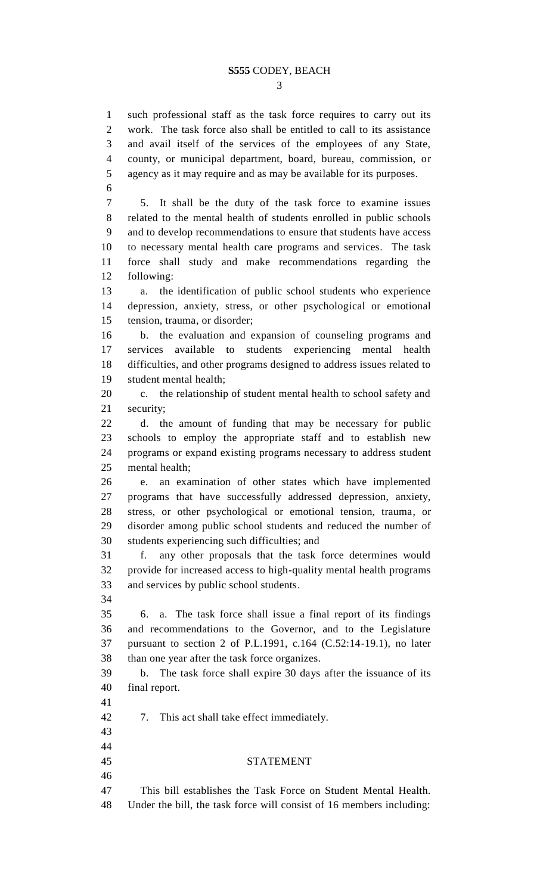such professional staff as the task force requires to carry out its work. The task force also shall be entitled to call to its assistance and avail itself of the services of the employees of any State, county, or municipal department, board, bureau, commission, or agency as it may require and as may be available for its purposes.

5. It shall be the duty of the task force to examine issues related to the mental health of students enrolled in public schools and to develop recommendations to ensure that students have access to necessary mental health care programs and services. The task force shall study and make recommendations regarding the following:

a. the identification of public school students who experience depression, anxiety, stress, or other psychological or emotional tension, trauma, or disorder;

b. the evaluation and expansion of counseling programs and services available to students experiencing mental health difficulties, and other programs designed to address issues related to student mental health;

c. the relationship of student mental health to school safety and security;

d. the amount of funding that may be necessary for public schools to employ the appropriate staff and to establish new programs or expand existing programs necessary to address student mental health;

e. an examination of other states which have implemented programs that have successfully addressed depression, anxiety, stress, or other psychological or emotional tension, trauma, or disorder among public school students and reduced the number of students experiencing such difficulties; and

f. any other proposals that the task force determines would provide for increased access to high-quality mental health programs and services by public school students.

6. a. The task force shall issue a final report of its findings and recommendations to the Governor, and to the Legislature pursuant to section 2 of P.L.1991, c.164 (C.52:14-19.1), no later than one year after the task force organizes.

b. The task force shall expire 30 days after the issuance of its final report.

7. This act shall take effect immediately.

## STATEMENT

This bill establishes the Task Force on Student Mental Health. Under the bill, the task force will consist of 16 members including: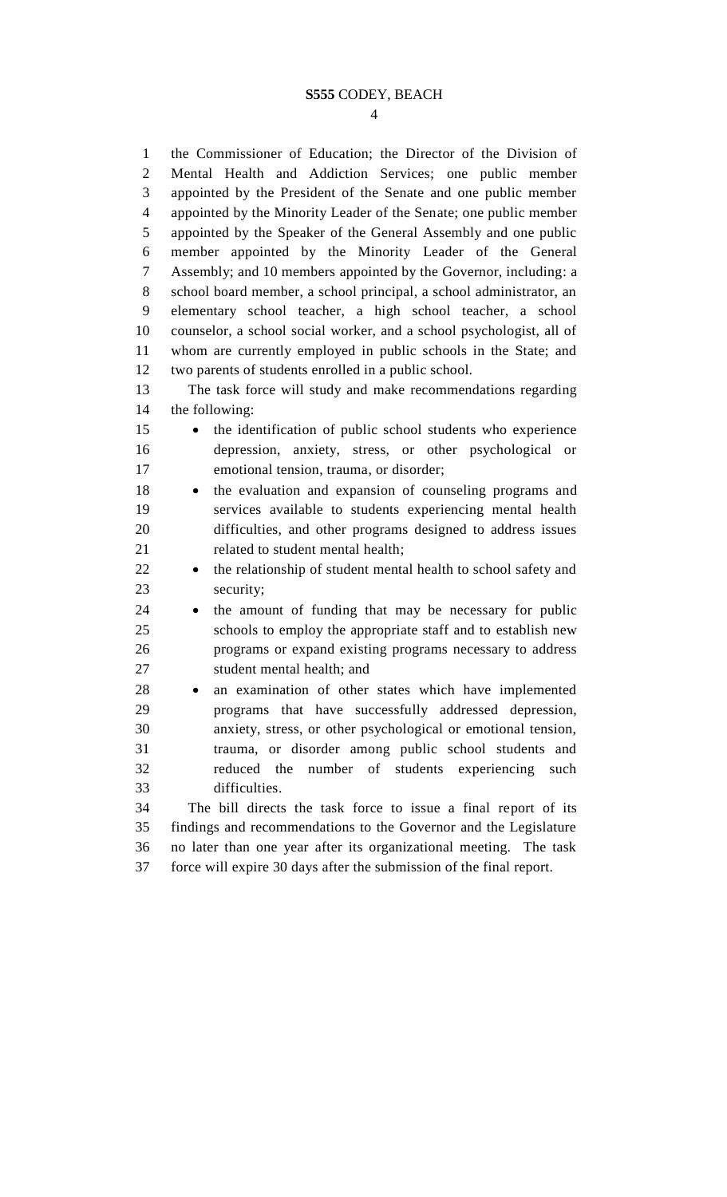the Commissioner of Education; the Director of the Division of Mental Health and Addiction Services; one public member appointed by the President of the Senate and one public member appointed by the Minority Leader of the Senate; one public member appointed by the Speaker of the General Assembly and one public member appointed by the Minority Leader of the General Assembly; and 10 members appointed by the Governor, including: a school board member, a school principal, a school administrator, an elementary school teacher, a high school teacher, a school counselor, a school social worker, and a school psychologist, all of whom are currently employed in public schools in the State; and two parents of students enrolled in a public school.

The task force will study and make recommendations regarding the following:

- the identification of public school students who experience depression, anxiety, stress, or other psychological or emotional tension, trauma, or disorder;
- the evaluation and expansion of counseling programs and services available to students experiencing mental health difficulties, and other programs designed to address issues related to student mental health;
- the relationship of student mental health to school safety and security;
- the amount of funding that may be necessary for public schools to employ the appropriate staff and to establish new programs or expand existing programs necessary to address student mental health; and
- an examination of other states which have implemented programs that have successfully addressed depression, anxiety, stress, or other psychological or emotional tension, trauma, or disorder among public school students and reduced the number of students experiencing such difficulties.

The bill directs the task force to issue a final report of its findings and recommendations to the Governor and the Legislature no later than one year after its organizational meeting. The task force will expire 30 days after the submission of the final report.